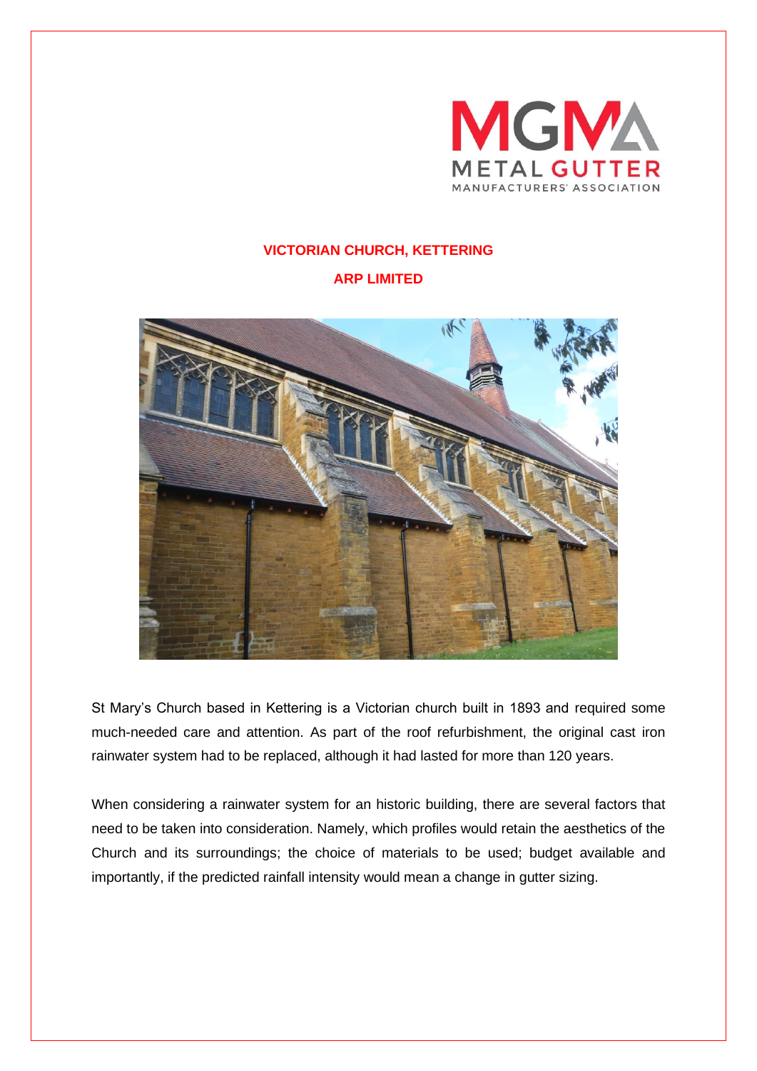# VICTORIAN CHURCH, KETTERING

## ARP LIMITED

St Mary's Church based in Kettering is a Victorian church built in 1893 and required some much-needed care and attention. As part of the roof refurbishment, the original cast iron rainwater system had to be replaced, although it had lasted for more than 120 years.

When considering a rainwater system for an historic building, there are several factors that need to be taken into consideration. Namely, which profiles would retain the aesthetics of the Church and its surroundings; the choice of materials to be used; budget available and importantly, if the predicted rainfall intensity would mean a change in gutter sizing.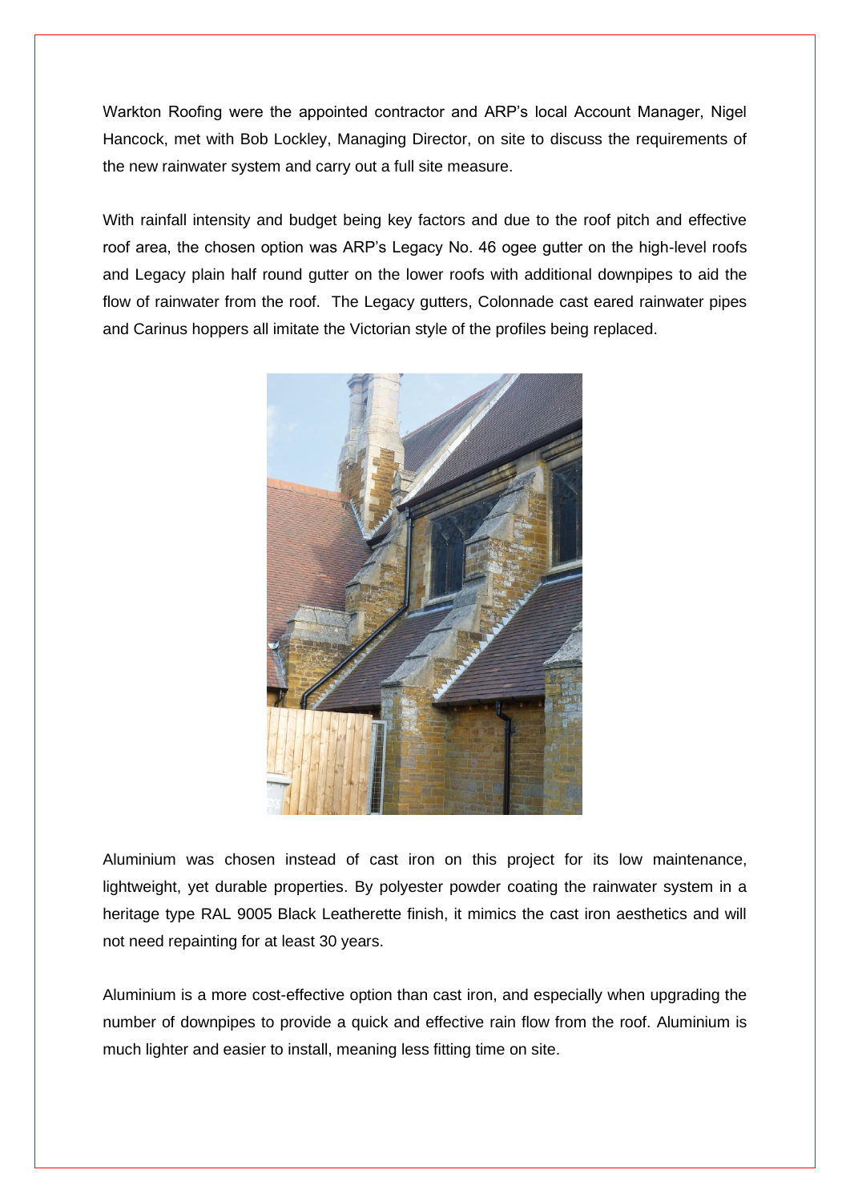Warkton Roofing were the appointed contractor and ARP's local Account Manager, Nigel Hancock, met with Bob Lockley, Managing Director, on site to discuss the requirements of the new rainwater system and carry out a full site measure.

With rainfall intensity and budget being key factors and due to the roof pitch and effective roof area, the chosen option was ARP's Legacy No. 46 ogee gutter on the high-level roofs and Legacy plain half round gutter on the lower roofs with additional downpipes to aid the flow of rainwater from the roof. The Legacy gutters, Colonnade cast eared rainwater pipes and Carinus hoppers all imitate the Victorian style of the profiles being replaced.

Aluminium was chosen instead of cast iron on this project for its low maintenance, lightweight, yet durable properties. By polyester powder coating the rainwater system in a heritage type RAL 9005 Black Leatherette finish, it mimics the cast iron aesthetics and will not need repainting for at least 30 years.

Aluminium is a more cost-effective option than cast iron, and especially when upgrading the number of downpipes to provide a quick and effective rain flow from the roof. Aluminium is much lighter and easier to install, meaning less fitting time on site.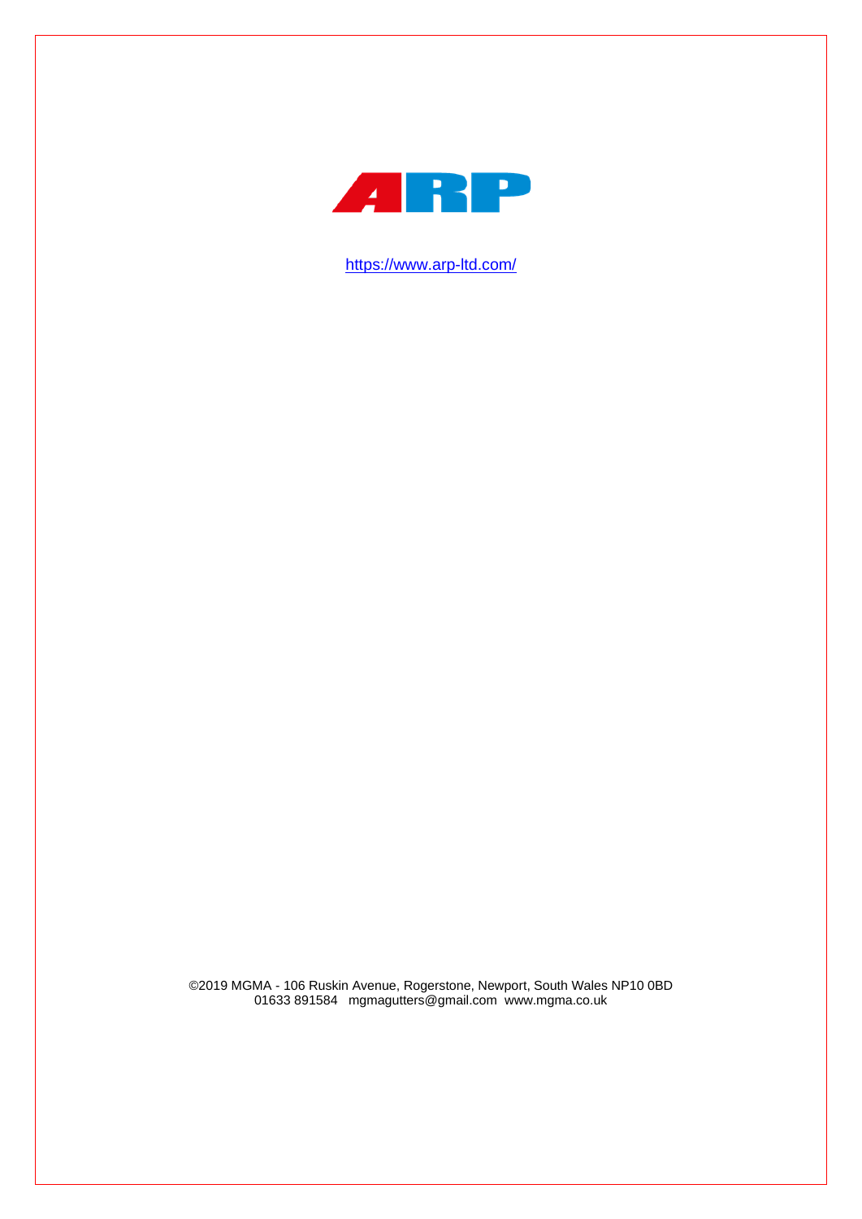ARP

https://www.arp-ltd.com/

©2019 MGMA - 106 Ruskin Avenue, Rogerstone, Newport, South Wales NP10 0BD
01633 891584 mgmagutters@gmail.com www.mgma.co.uk